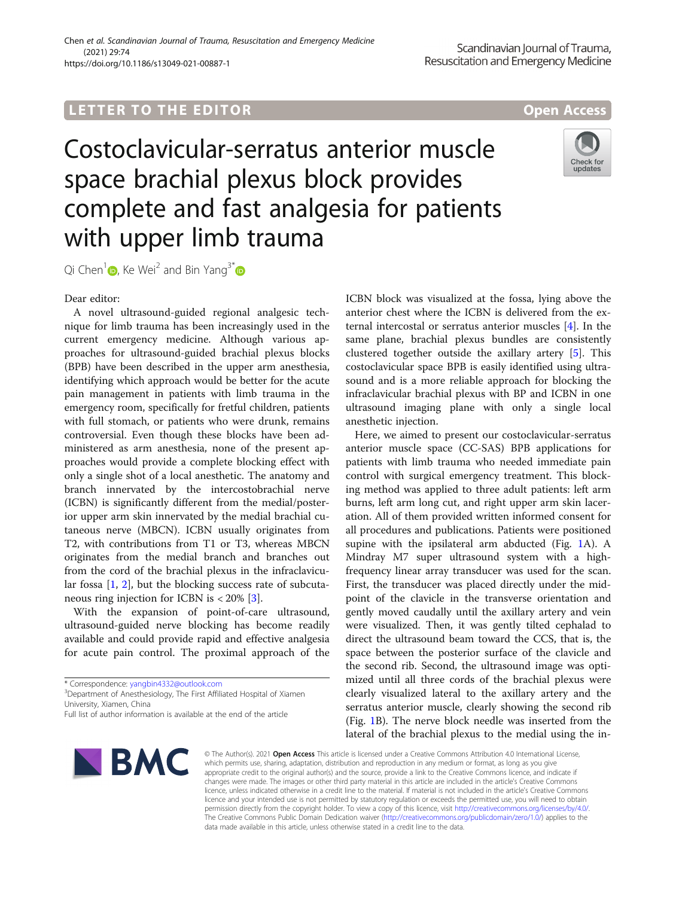LETTER TO THE EDITOR

Open Access

# Costoclavicular-serratus anterior muscle space brachial plexus block provides complete and fast analgesia for patients with upper limb trauma

Qi Chen[1], Ke Wei[2] and Bin Yang[3*]

Dear editor:

A novel ultrasound-guided regional analgesic technique for limb trauma has been increasingly used in the current emergency medicine. Although various approaches for ultrasound-guided brachial plexus blocks (BPB) have been described in the upper arm anesthesia, identifying which approach would be better for the acute pain management in patients with limb trauma in the emergency room, specifically for fretful children, patients with full stomach, or patients who were drunk, remains controversial. Even though these blocks have been administered as arm anesthesia, none of the present approaches would provide a complete blocking effect with only a single shot of a local anesthetic. The anatomy and branch innervated by the intercostobrachial nerve (ICBN) is significantly different from the medial/posterior upper arm skin innervated by the medial brachial cutaneous nerve (MBCN). ICBN usually originates from T2, with contributions from T1 or T3, whereas MBCN originates from the medial branch and branches out from the cord of the brachial plexus in the infraclavicular fossa [1, 2], but the blocking success rate of subcutaneous ring injection for ICBN is < 20% [3].

With the expansion of point-of-care ultrasound, ultrasound-guided nerve blocking has become readily available and could provide rapid and effective analgesia for acute pain control. The proximal approach of the ICBN block was visualized at the fossa, lying above the anterior chest where the ICBN is delivered from the external intercostal or serratus anterior muscles [4]. In the same plane, brachial plexus bundles are consistently clustered together outside the axillary artery [5]. This costoclavicular space BPB is easily identified using ultrasound and is a more reliable approach for blocking the infraclavicular brachial plexus with BP and ICBN in one ultrasound imaging plane with only a single local anesthetic injection.

Here, we aimed to present our costoclavicular-serratus anterior muscle space (CC-SAS) BPB applications for patients with limb trauma who needed immediate pain control with surgical emergency treatment. This blocking method was applied to three adult patients: left arm burns, left arm long cut, and right upper arm skin laceration. All of them provided written informed consent for all procedures and publications. Patients were positioned supine with the ipsilateral arm abducted (Fig. 1A). A Mindray M7 super ultrasound system with a high-frequency linear array transducer was used for the scan. First, the transducer was placed directly under the midpoint of the clavicle in the transverse orientation and gently moved caudally until the axillary artery and vein were visualized. Then, it was gently tilted cephalad to direct the ultrasound beam toward the CCS, that is, the space between the posterior surface of the clavicle and the second rib. Second, the ultrasound image was optimized until all three cords of the brachial plexus were clearly visualized lateral to the axillary artery and the serratus anterior muscle, clearly showing the second rib (Fig. 1B). The nerve block needle was inserted from the lateral of the brachial plexus to the medial using the in-

\* Correspondence: yangbin4332@outlook.com

[3]Department of Anesthesiology, The First Affiliated Hospital of Xiamen University, Xiamen, China

Full list of author information is available at the end of the article

© The Author(s). 2021 **Open Access** This article is licensed under a Creative Commons Attribution 4.0 International License, which permits use, sharing, adaptation, distribution and reproduction in any medium or format, as long as you give appropriate credit to the original author(s) and the source, provide a link to the Creative Commons licence, and indicate if changes were made. The images or other third party material in this article are included in the article's Creative Commons licence, unless indicated otherwise in a credit line to the material. If material is not included in the article's Creative Commons licence and your intended use is not permitted by statutory regulation or exceeds the permitted use, you will need to obtain permission directly from the copyright holder. To view a copy of this licence, visit http://creativecommons.org/licenses/by/4.0/. The Creative Commons Public Domain Dedication waiver (http://creativecommons.org/publicdomain/zero/1.0/) applies to the data made available in this article, unless otherwise stated in a credit line to the data.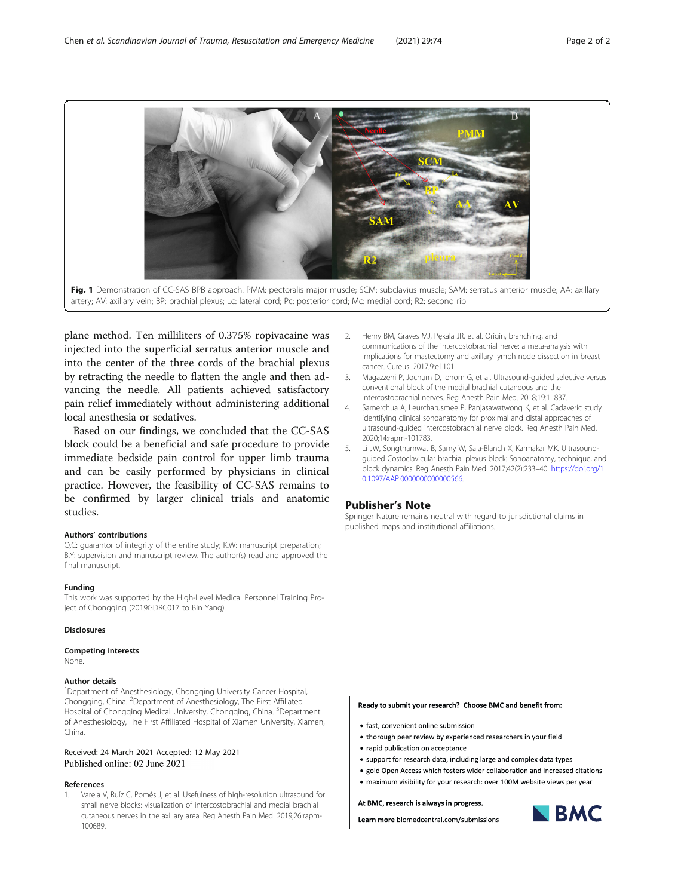Fig. 1 Demonstration of CC-SAS BPB approach. PMM: pectoralis major muscle; SCM: subclavius muscle; SAM: serratus anterior muscle; AA: axillary artery; AV: axillary vein; BP: brachial plexus; Lc: lateral cord; Pc: posterior cord; Mc: medial cord; R2: second rib

plane method. Ten milliliters of 0.375% ropivacaine was injected into the superficial serratus anterior muscle and into the center of the three cords of the brachial plexus by retracting the needle to flatten the angle and then advancing the needle. All patients achieved satisfactory pain relief immediately without administering additional local anesthesia or sedatives.

Based on our findings, we concluded that the CC-SAS block could be a beneficial and safe procedure to provide immediate bedside pain control for upper limb trauma and can be easily performed by physicians in clinical practice. However, the feasibility of CC-SAS remains to be confirmed by larger clinical trials and anatomic studies.

### Authors' contributions

Q.C: guarantor of integrity of the entire study; K.W: manuscript preparation; B.Y: supervision and manuscript review. The author(s) read and approved the final manuscript.

### Funding

This work was supported by the High-Level Medical Personnel Training Project of Chongqing (2019GDRC017 to Bin Yang).

### Disclosures

### Competing interests

None.

### Author details

[1]Department of Anesthesiology, Chongqing University Cancer Hospital, Chongqing, China. [2]Department of Anesthesiology, The First Affiliated Hospital of Chongqing Medical University, Chongqing, China. [3]Department of Anesthesiology, The First Affiliated Hospital of Xiamen University, Xiamen, China.

Received: 24 March 2021 Accepted: 12 May 2021
Published online: 02 June 2021

### References

1. Varela V, Ruíz C, Pomés J, et al. Usefulness of high-resolution ultrasound for small nerve blocks: visualization of intercostobrachial and medial brachial cutaneous nerves in the axillary area. Reg Anesth Pain Med. 2019;26:rapm-100689.
2. Henry BM, Graves MJ, Pękala JR, et al. Origin, branching, and communications of the intercostobrachial nerve: a meta-analysis with implications for mastectomy and axillary lymph node dissection in breast cancer. Cureus. 2017;9:e1101.
3. Magazzeni P, Jochum D, Iohom G, et al. Ultrasound-guided selective versus conventional block of the medial brachial cutaneous and the intercostobrachial nerves. Reg Anesth Pain Med. 2018;19:1–837.
4. Samerchua A, Leurcharusmee P, Panjasawatwong K, et al. Cadaveric study identifying clinical sonoanatomy for proximal and distal approaches of ultrasound-guided intercostobrachial nerve block. Reg Anesth Pain Med. 2020;14:rapm-101783.
5. Li JW, Songthamwat B, Samy W, Sala-Blanch X, Karmakar MK. Ultrasound-guided Costoclavicular brachial plexus block: Sonoanatomy, technique, and block dynamics. Reg Anesth Pain Med. 2017;42(2):233–40. https://doi.org/10.1097/AAP.0000000000000566.

## Publisher's Note

Springer Nature remains neutral with regard to jurisdictional claims in published maps and institutional affiliations.